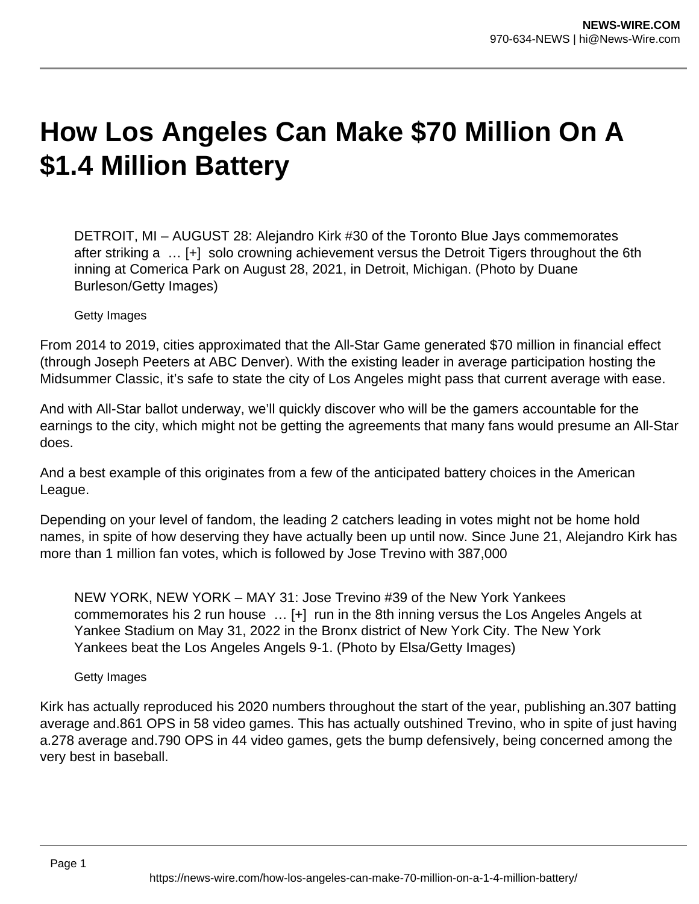# How Los Angeles Can Make $70 Million On A $1.4 Million Battery

DETROIT, MI – AUGUST 28: Alejandro Kirk #30 of the Toronto Blue Jays commemorates after striking a … [+] solo crowning achievement versus the Detroit Tigers throughout the 6th inning at Comerica Park on August 28, 2021, in Detroit, Michigan. (Photo by Duane Burleson/Getty Images)

Getty Images

From 2014 to 2019, cities approximated that the All-Star Game generated $70 million in financial effect (through Joseph Peeters at ABC Denver). With the existing leader in average participation hosting the Midsummer Classic, it's safe to state the city of Los Angeles might pass that current average with ease.

And with All-Star ballot underway, we'll quickly discover who will be the gamers accountable for the earnings to the city, which might not be getting the agreements that many fans would presume an All-Star does.

And a best example of this originates from a few of the anticipated battery choices in the American League.

Depending on your level of fandom, the leading 2 catchers leading in votes might not be home hold names, in spite of how deserving they have actually been up until now. Since June 21, Alejandro Kirk has more than 1 million fan votes, which is followed by Jose Trevino with 387,000

NEW YORK, NEW YORK – MAY 31: Jose Trevino #39 of the New York Yankees commemorates his 2 run house … [+] run in the 8th inning versus the Los Angeles Angels at Yankee Stadium on May 31, 2022 in the Bronx district of New York City. The New York Yankees beat the Los Angeles Angels 9-1. (Photo by Elsa/Getty Images)

Getty Images

Kirk has actually reproduced his 2020 numbers throughout the start of the year, publishing an.307 batting average and.861 OPS in 58 video games. This has actually outshined Trevino, who in spite of just having a.278 average and.790 OPS in 44 video games, gets the bump defensively, being concerned among the very best in baseball.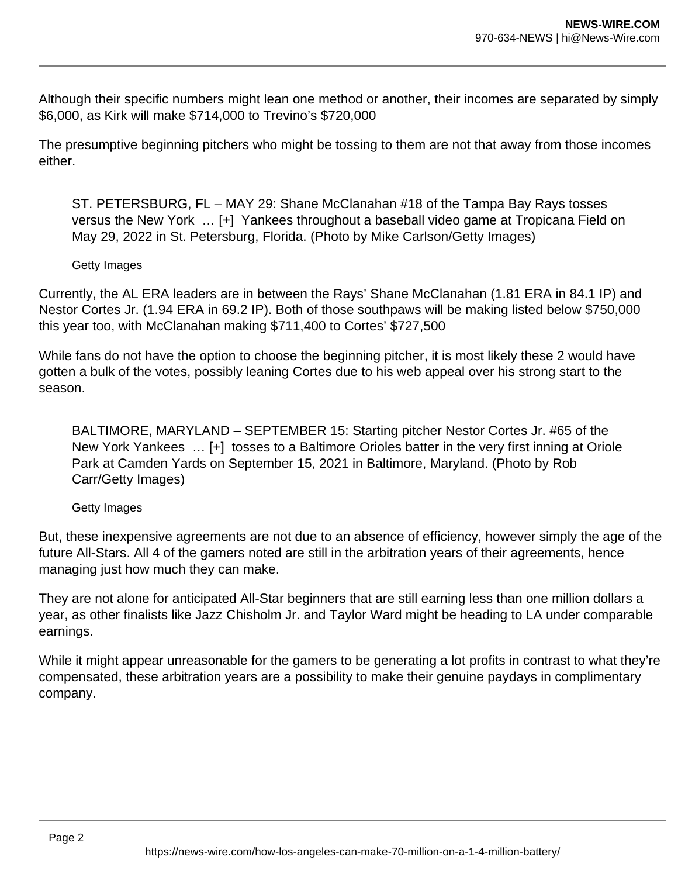Although their specific numbers might lean one method or another, their incomes are separated by simply $6,000, as Kirk will make $714,000 to Trevino's $720,000

The presumptive beginning pitchers who might be tossing to them are not that away from those incomes either.

> ST. PETERSBURG, FL – MAY 29: Shane McClanahan #18 of the Tampa Bay Rays tosses versus the New York … [+] Yankees throughout a baseball video game at Tropicana Field on May 29, 2022 in St. Petersburg, Florida. (Photo by Mike Carlson/Getty Images)
>
> Getty Images

Currently, the AL ERA leaders are in between the Rays' Shane McClanahan (1.81 ERA in 84.1 IP) and Nestor Cortes Jr. (1.94 ERA in 69.2 IP). Both of those southpaws will be making listed below $750,000 this year too, with McClanahan making $711,400 to Cortes' $727,500

While fans do not have the option to choose the beginning pitcher, it is most likely these 2 would have gotten a bulk of the votes, possibly leaning Cortes due to his web appeal over his strong start to the season.

> BALTIMORE, MARYLAND – SEPTEMBER 15: Starting pitcher Nestor Cortes Jr. #65 of the New York Yankees … [+] tosses to a Baltimore Orioles batter in the very first inning at Oriole Park at Camden Yards on September 15, 2021 in Baltimore, Maryland. (Photo by Rob Carr/Getty Images)
>
> Getty Images

But, these inexpensive agreements are not due to an absence of efficiency, however simply the age of the future All-Stars. All 4 of the gamers noted are still in the arbitration years of their agreements, hence managing just how much they can make.

They are not alone for anticipated All-Star beginners that are still earning less than one million dollars a year, as other finalists like Jazz Chisholm Jr. and Taylor Ward might be heading to LA under comparable earnings.

While it might appear unreasonable for the gamers to be generating a lot profits in contrast to what they're compensated, these arbitration years are a possibility to make their genuine paydays in complimentary company.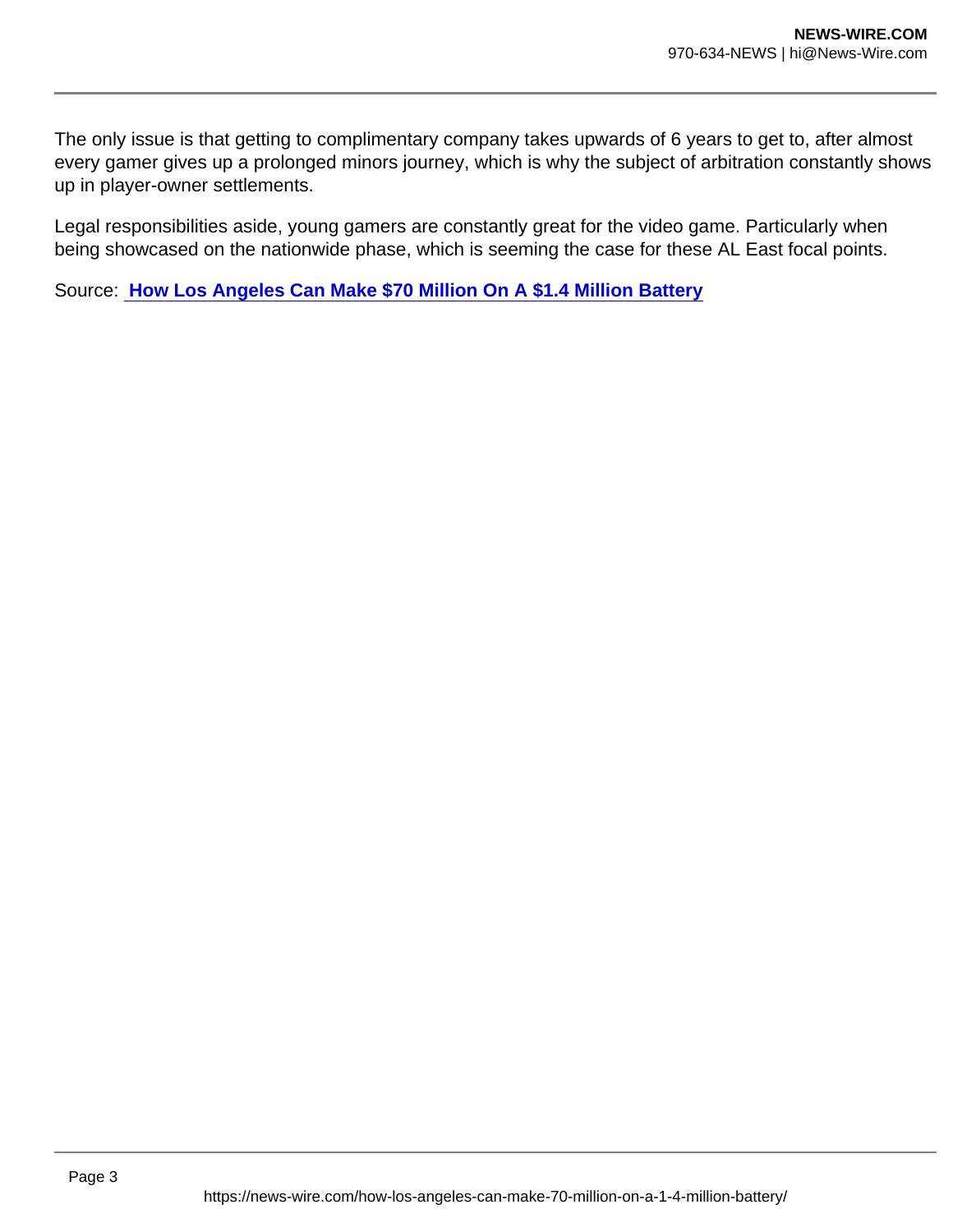The only issue is that getting to complimentary company takes upwards of 6 years to get to, after almost every gamer gives up a prolonged minors journey, which is why the subject of arbitration constantly shows up in player-owner settlements.

Legal responsibilities aside, young gamers are constantly great for the video game. Particularly when being showcased on the nationwide phase, which is seeming the case for these AL East focal points.

Source: **[How Los Angeles Can Make $70 Million On A $1.4 Million Battery](https://news-wire.com/how-los-angeles-can-make-70-million-on-a-1-4-million-battery/)**